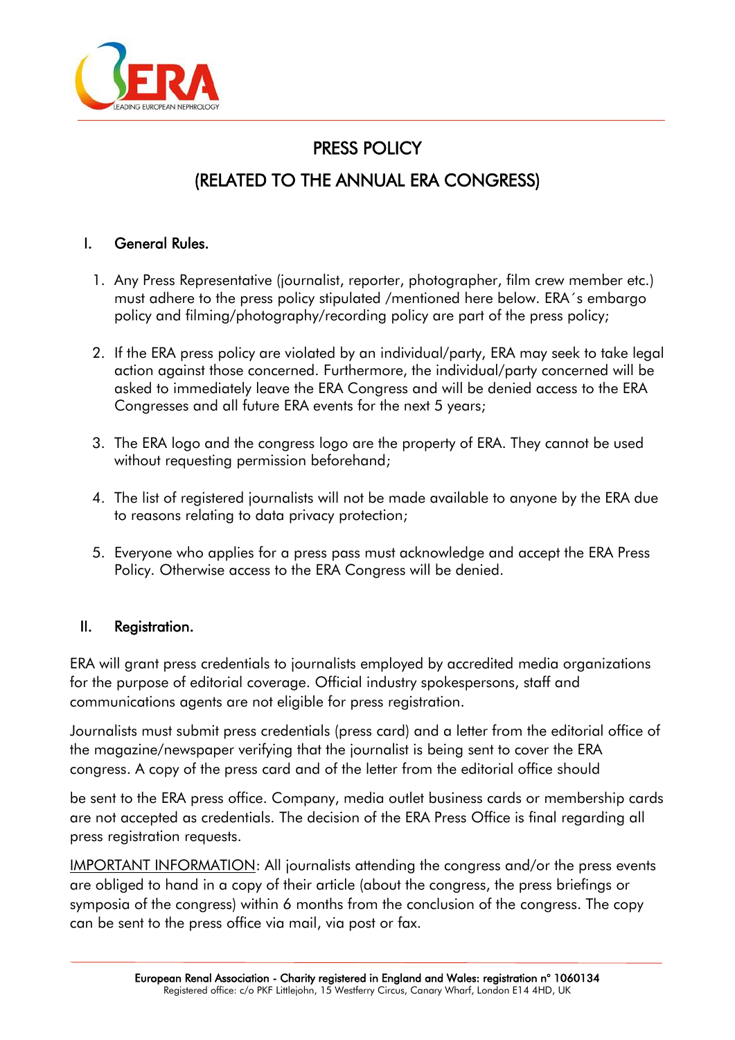# PRESS POLICY

# (RELATED TO THE ANNUAL ERA CONGRESS)

## I. General Rules.

1. Any Press Representative (journalist, reporter, photographer, film crew member etc.) must adhere to the press policy stipulated /mentioned here below. ERA´s embargo policy and filming/photography/recording policy are part of the press policy;

2. If the ERA press policy are violated by an individual/party, ERA may seek to take legal action against those concerned. Furthermore, the individual/party concerned will be asked to immediately leave the ERA Congress and will be denied access to the ERA Congresses and all future ERA events for the next 5 years;

3. The ERA logo and the congress logo are the property of ERA. They cannot be used without requesting permission beforehand;

4. The list of registered journalists will not be made available to anyone by the ERA due to reasons relating to data privacy protection;

5. Everyone who applies for a press pass must acknowledge and accept the ERA Press Policy. Otherwise access to the ERA Congress will be denied.

## II. Registration.

ERA will grant press credentials to journalists employed by accredited media organizations for the purpose of editorial coverage. Official industry spokespersons, staff and communications agents are not eligible for press registration.

Journalists must submit press credentials (press card) and a letter from the editorial office of the magazine/newspaper verifying that the journalist is being sent to cover the ERA congress. A copy of the press card and of the letter from the editorial office should be sent to the ERA press office. Company, media outlet business cards or membership cards are not accepted as credentials. The decision of the ERA Press Office is final regarding all press registration requests.

IMPORTANT INFORMATION: All journalists attending the congress and/or the press events are obliged to hand in a copy of their article (about the congress, the press briefings or symposia of the congress) within 6 months from the conclusion of the congress. The copy can be sent to the press office via mail, via post or fax.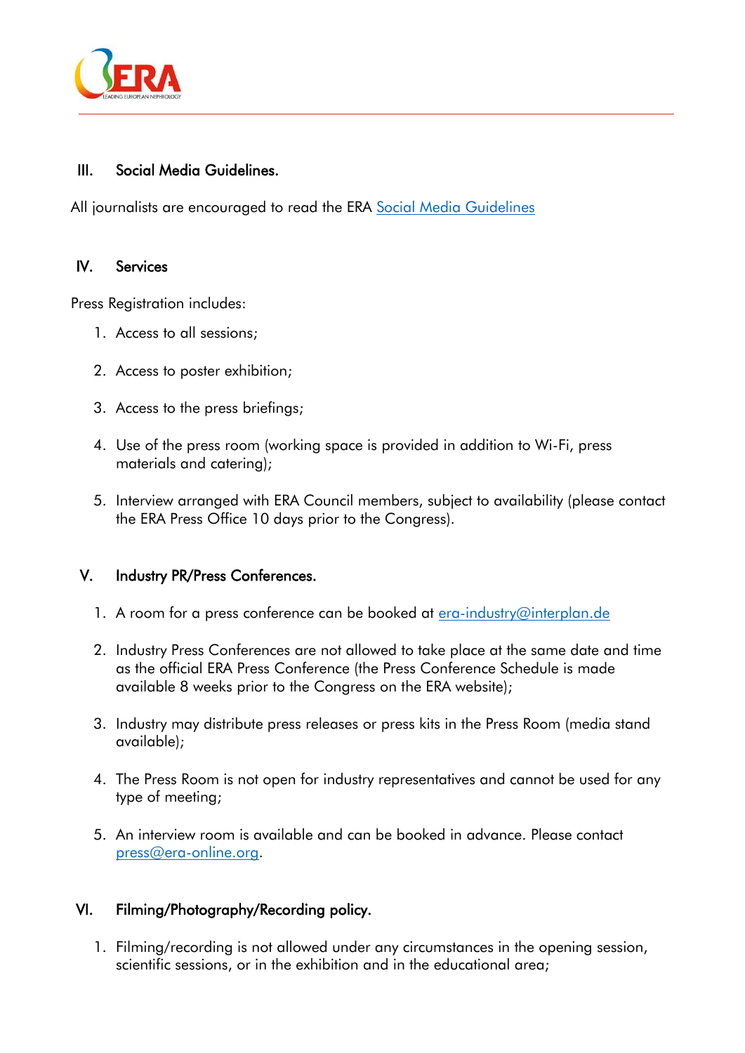## III. Social Media Guidelines.

All journalists are encouraged to read the ERA [Social Media Guidelines]

## IV. Services

Press Registration includes:

1. Access to all sessions;
2. Access to poster exhibition;
3. Access to the press briefings;
4. Use of the press room (working space is provided in addition to Wi-Fi, press materials and catering);
5. Interview arranged with ERA Council members, subject to availability (please contact the ERA Press Office 10 days prior to the Congress).

## V. Industry PR/Press Conferences.

1. A room for a press conference can be booked at era-industry@interplan.de
2. Industry Press Conferences are not allowed to take place at the same date and time as the official ERA Press Conference (the Press Conference Schedule is made available 8 weeks prior to the Congress on the ERA website);
3. Industry may distribute press releases or press kits in the Press Room (media stand available);
4. The Press Room is not open for industry representatives and cannot be used for any type of meeting;
5. An interview room is available and can be booked in advance. Please contact press@era-online.org.

## VI. Filming/Photography/Recording policy.

1. Filming/recording is not allowed under any circumstances in the opening session, scientific sessions, or in the exhibition and in the educational area;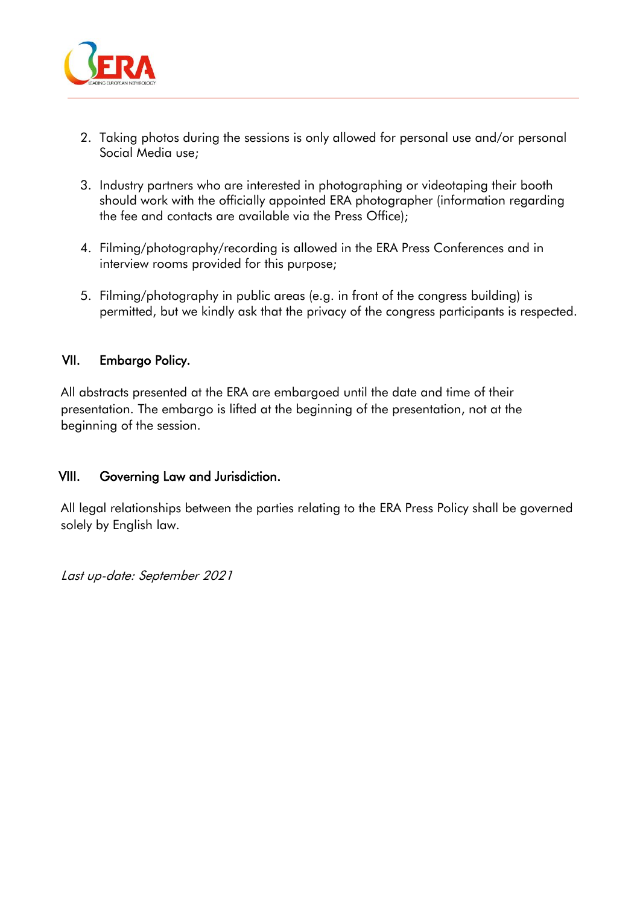2. Taking photos during the sessions is only allowed for personal use and/or personal Social Media use;

3. Industry partners who are interested in photographing or videotaping their booth should work with the officially appointed ERA photographer (information regarding the fee and contacts are available via the Press Office);

4. Filming/photography/recording is allowed in the ERA Press Conferences and in interview rooms provided for this purpose;

5. Filming/photography in public areas (e.g. in front of the congress building) is permitted, but we kindly ask that the privacy of the congress participants is respected.

## VII. Embargo Policy.

All abstracts presented at the ERA are embargoed until the date and time of their presentation. The embargo is lifted at the beginning of the presentation, not at the beginning of the session.

## VIII. Governing Law and Jurisdiction.

All legal relationships between the parties relating to the ERA Press Policy shall be governed solely by English law.

*Last up-date: September 2021*